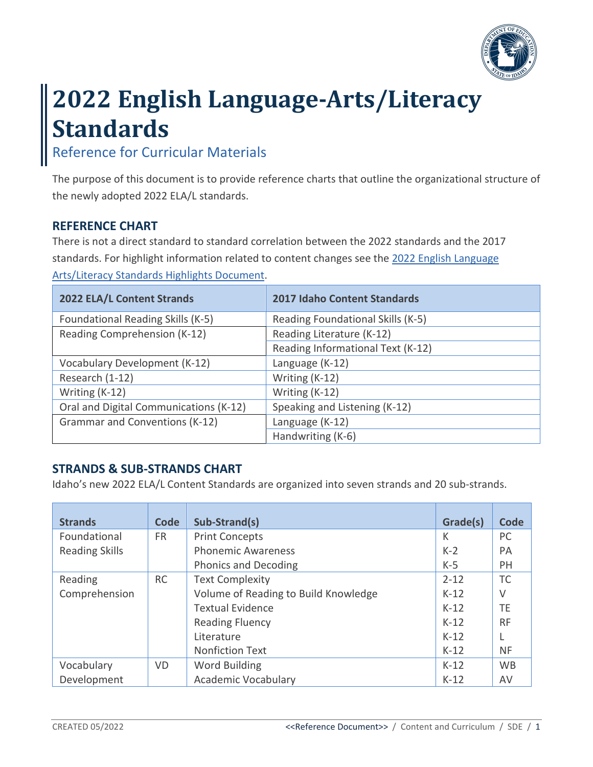# 2022 English Language-Arts/Literacy Standards

## Reference for Curricular Materials

The purpose of this document is to provide reference charts that outline the organizational structure of the newly adopted 2022 ELA/L standards.

### REFERENCE CHART

There is not a direct standard to standard correlation between the 2022 standards and the 2017 standards. For highlight information related to content changes see the [2022 English Language Arts/Literacy Standards Highlights Document](#).

| 2022 ELA/L Content Strands | 2017 Idaho Content Standards |
| --- | --- |
| Foundational Reading Skills (K-5) | Reading Foundational Skills (K-5) |
| Reading Comprehension (K-12) | Reading Literature (K-12) |
| | Reading Informational Text (K-12) |
| Vocabulary Development (K-12) | Language (K-12) |
| Research (1-12) | Writing (K-12) |
| Writing (K-12) | Writing (K-12) |
| Oral and Digital Communications (K-12) | Speaking and Listening (K-12) |
| Grammar and Conventions (K-12) | Language (K-12) |
| | Handwriting (K-6) |

### STRANDS & SUB-STRANDS CHART

Idaho's new 2022 ELA/L Content Standards are organized into seven strands and 20 sub-strands.

| Strands | Code | Sub-Strand(s) | Grade(s) | Code |
| --- | --- | --- | --- | --- |
| Foundational Reading Skills | FR | Print Concepts | K | PC |
| | | Phonemic Awareness | K-2 | PA |
| | | Phonics and Decoding | K-5 | PH |
| Reading Comprehension | RC | Text Complexity | 2-12 | TC |
| | | Volume of Reading to Build Knowledge | K-12 | V |
| | | Textual Evidence | K-12 | TE |
| | | Reading Fluency | K-12 | RF |
| | | Literature | K-12 | L |
| | | Nonfiction Text | K-12 | NF |
| Vocabulary Development | VD | Word Building | K-12 | WB |
| | | Academic Vocabulary | K-12 | AV |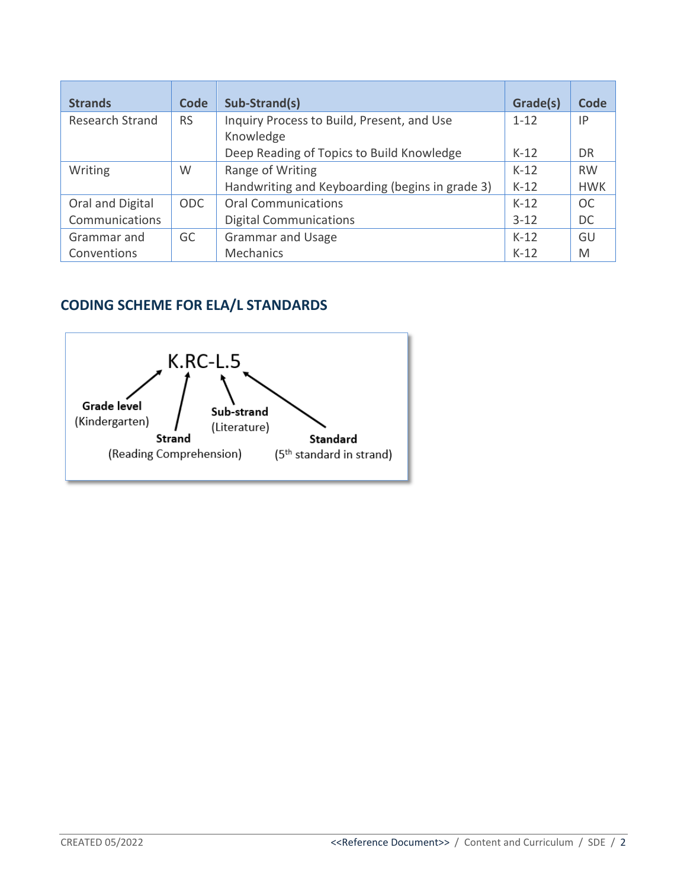| Strands | Code | Sub-Strand(s) | Grade(s) | Code |
| --- | --- | --- | --- | --- |
| Research Strand | RS | Inquiry Process to Build, Present, and Use Knowledge | 1-12 | IP |
| | | Deep Reading of Topics to Build Knowledge | K-12 | DR |
| Writing | W | Range of Writing | K-12 | RW |
| | | Handwriting and Keyboarding (begins in grade 3) | K-12 | HWK |
| Oral and Digital Communications | ODC | Oral Communications | K-12 | OC |
| | | Digital Communications | 3-12 | DC |
| Grammar and Conventions | GC | Grammar and Usage | K-12 | GU |
| | | Mechanics | K-12 | M |

## CODING SCHEME FOR ELA/L STANDARDS

K.RC-L.5

**Grade level** (Kindergarten)

**Strand** (Reading Comprehension)

**Sub-strand** (Literature)

**Standard** (5th standard in strand)